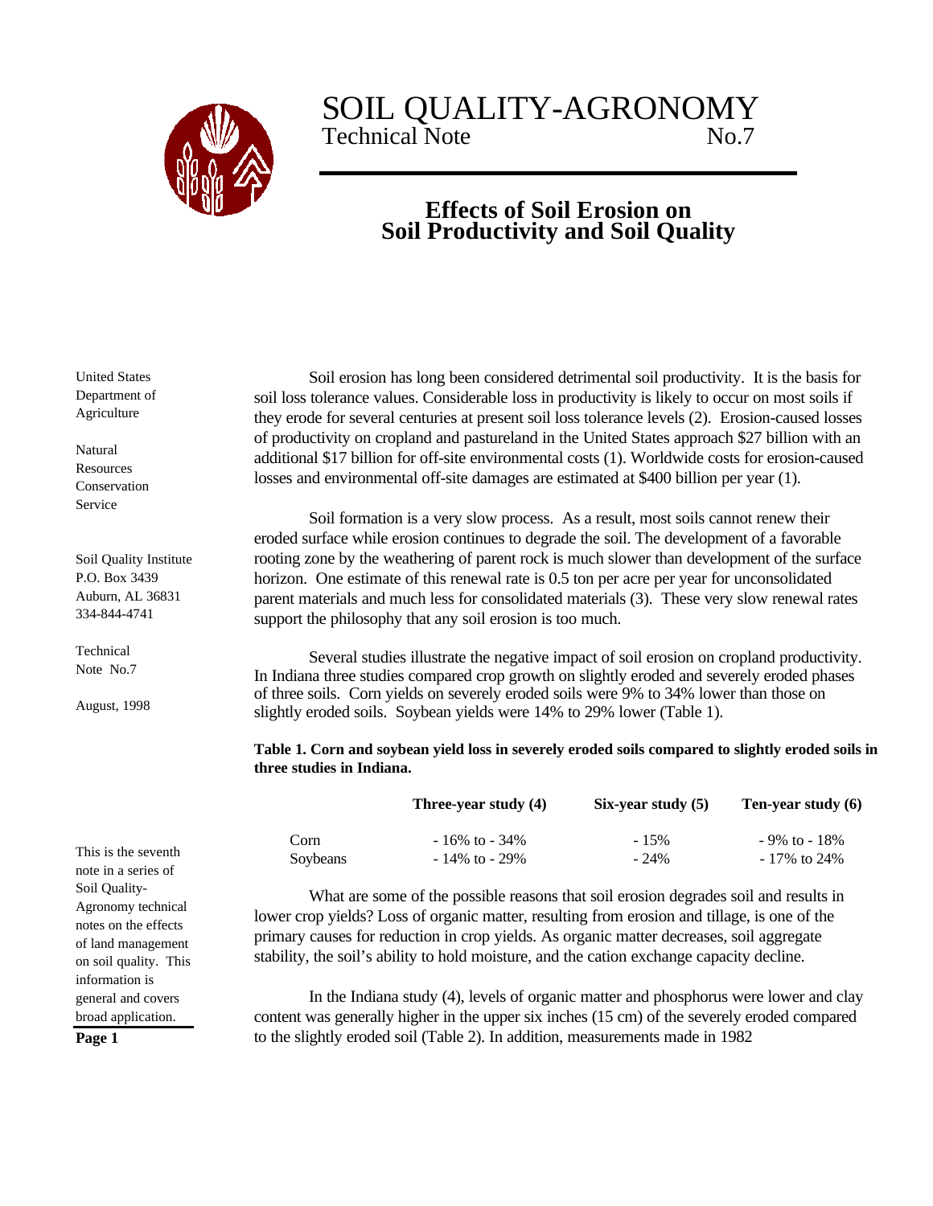# SOIL QUALITY-AGRONOMY

Technical Note No.7

## Effects of Soil Erosion on Soil Productivity and Soil Quality

United States Department of Agriculture

Natural Resources Conservation Service

Soil Quality Institute
P.O. Box 3439
Auburn, AL 36831
334-844-4741

Technical Note No.7

August, 1998

This is the seventh note in a series of Soil Quality-Agronomy technical notes on the effects of land management on soil quality. This information is general and covers broad application.

Soil erosion has long been considered detrimental soil productivity. It is the basis for soil loss tolerance values. Considerable loss in productivity is likely to occur on most soils if they erode for several centuries at present soil loss tolerance levels (2). Erosion-caused losses of productivity on cropland and pastureland in the United States approach $27 billion with an additional $17 billion for off-site environmental costs (1). Worldwide costs for erosion-caused losses and environmental off-site damages are estimated at $400 billion per year (1).

Soil formation is a very slow process. As a result, most soils cannot renew their eroded surface while erosion continues to degrade the soil. The development of a favorable rooting zone by the weathering of parent rock is much slower than development of the surface horizon. One estimate of this renewal rate is 0.5 ton per acre per year for unconsolidated parent materials and much less for consolidated materials (3). These very slow renewal rates support the philosophy that any soil erosion is too much.

Several studies illustrate the negative impact of soil erosion on cropland productivity. In Indiana three studies compared crop growth on slightly eroded and severely eroded phases of three soils. Corn yields on severely eroded soils were 9% to 34% lower than those on slightly eroded soils. Soybean yields were 14% to 29% lower (Table 1).

**Table 1. Corn and soybean yield loss in severely eroded soils compared to slightly eroded soils in three studies in Indiana.**

| | **Three-year study (4)** | **Six-year study (5)** | **Ten-year study (6)** |
|---|---|---|---|
| Corn | - 16% to - 34% | - 15% | - 9% to - 18% |
| Soybeans | - 14% to - 29% | - 24% | - 17% to 24% |

What are some of the possible reasons that soil erosion degrades soil and results in lower crop yields? Loss of organic matter, resulting from erosion and tillage, is one of the primary causes for reduction in crop yields. As organic matter decreases, soil aggregate stability, the soil's ability to hold moisture, and the cation exchange capacity decline.

In the Indiana study (4), levels of organic matter and phosphorus were lower and clay content was generally higher in the upper six inches (15 cm) of the severely eroded compared to the slightly eroded soil (Table 2). In addition, measurements made in 1982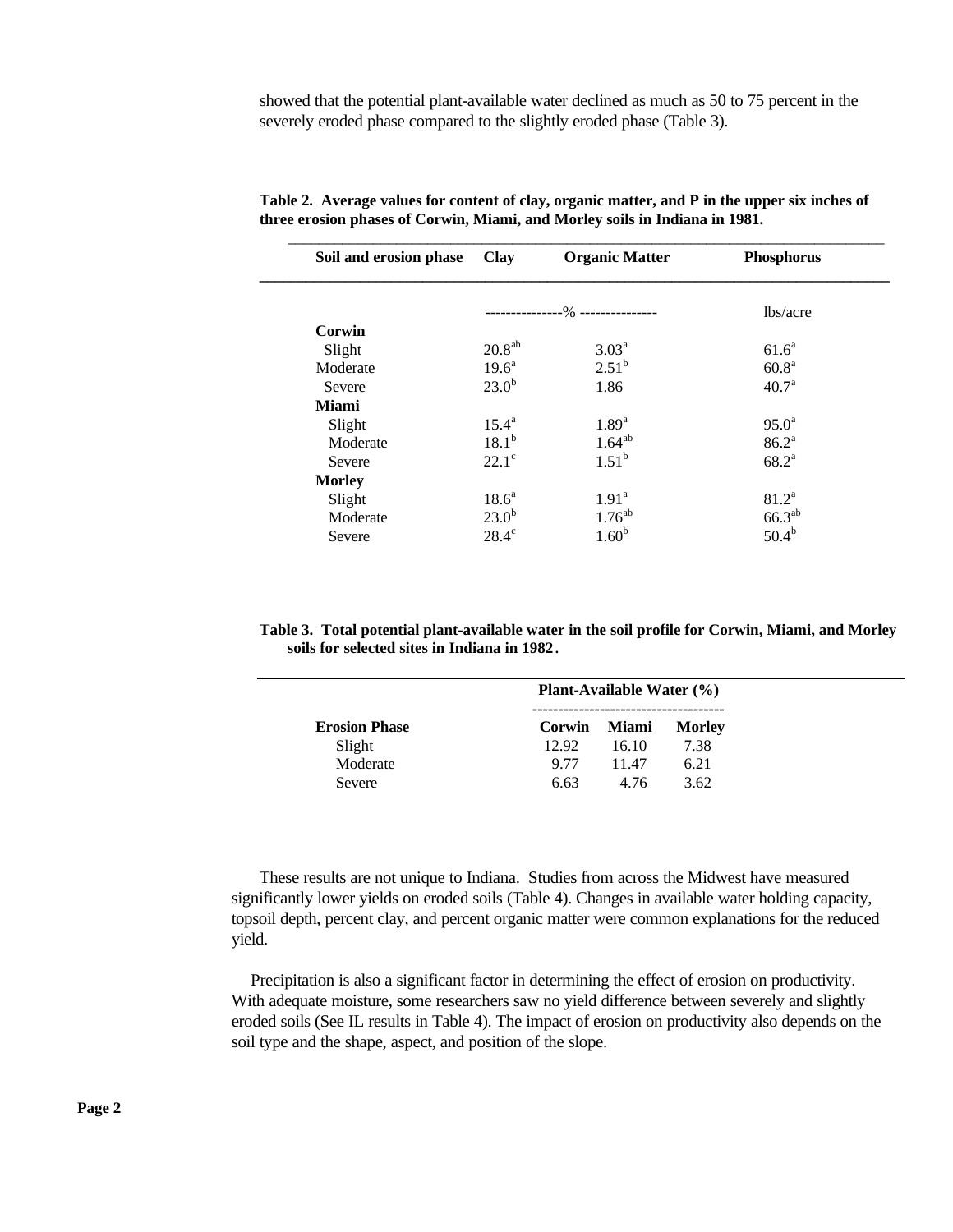showed that the potential plant-available water declined as much as 50 to 75 percent in the severely eroded phase compared to the slightly eroded phase (Table 3).

**Table 2. Average values for content of clay, organic matter, and P in the upper six inches of three erosion phases of Corwin, Miami, and Morley soils in Indiana in 1981.**

| Soil and erosion phase | Clay | Organic Matter | Phosphorus |
|---|---|---|---|
| | --------------- % --------------- | | lbs/acre |
| **Corwin** | | | |
| Slight | $20.8^{ab}$ | $3.03^{a}$ | $61.6^{a}$ |
| Moderate | $19.6^{a}$ | $2.51^{b}$ | $60.8^{a}$ |
| Severe | $23.0^{b}$ | 1.86 | $40.7^{a}$ |
| **Miami** | | | |
| Slight | $15.4^{a}$ | $1.89^{a}$ | $95.0^{a}$ |
| Moderate | $18.1^{b}$ | $1.64^{ab}$ | $86.2^{a}$ |
| Severe | $22.1^{c}$ | $1.51^{b}$ | $68.2^{a}$ |
| **Morley** | | | |
| Slight | $18.6^{a}$ | $1.91^{a}$ | $81.2^{a}$ |
| Moderate | $23.0^{b}$ | $1.76^{ab}$ | $66.3^{ab}$ |
| Severe | $28.4^{c}$ | $1.60^{b}$ | $50.4^{b}$ |

**Table 3. Total potential plant-available water in the soil profile for Corwin, Miami, and Morley soils for selected sites in Indiana in 1982.**

| | Plant-Available Water (%) | | |
|---|---|---|---|
| **Erosion Phase** | **Corwin** | **Miami** | **Morley** |
| Slight | 12.92 | 16.10 | 7.38 |
| Moderate | 9.77 | 11.47 | 6.21 |
| Severe | 6.63 | 4.76 | 3.62 |

These results are not unique to Indiana. Studies from across the Midwest have measured significantly lower yields on eroded soils (Table 4). Changes in available water holding capacity, topsoil depth, percent clay, and percent organic matter were common explanations for the reduced yield.

Precipitation is also a significant factor in determining the effect of erosion on productivity. With adequate moisture, some researchers saw no yield difference between severely and slightly eroded soils (See IL results in Table 4). The impact of erosion on productivity also depends on the soil type and the shape, aspect, and position of the slope.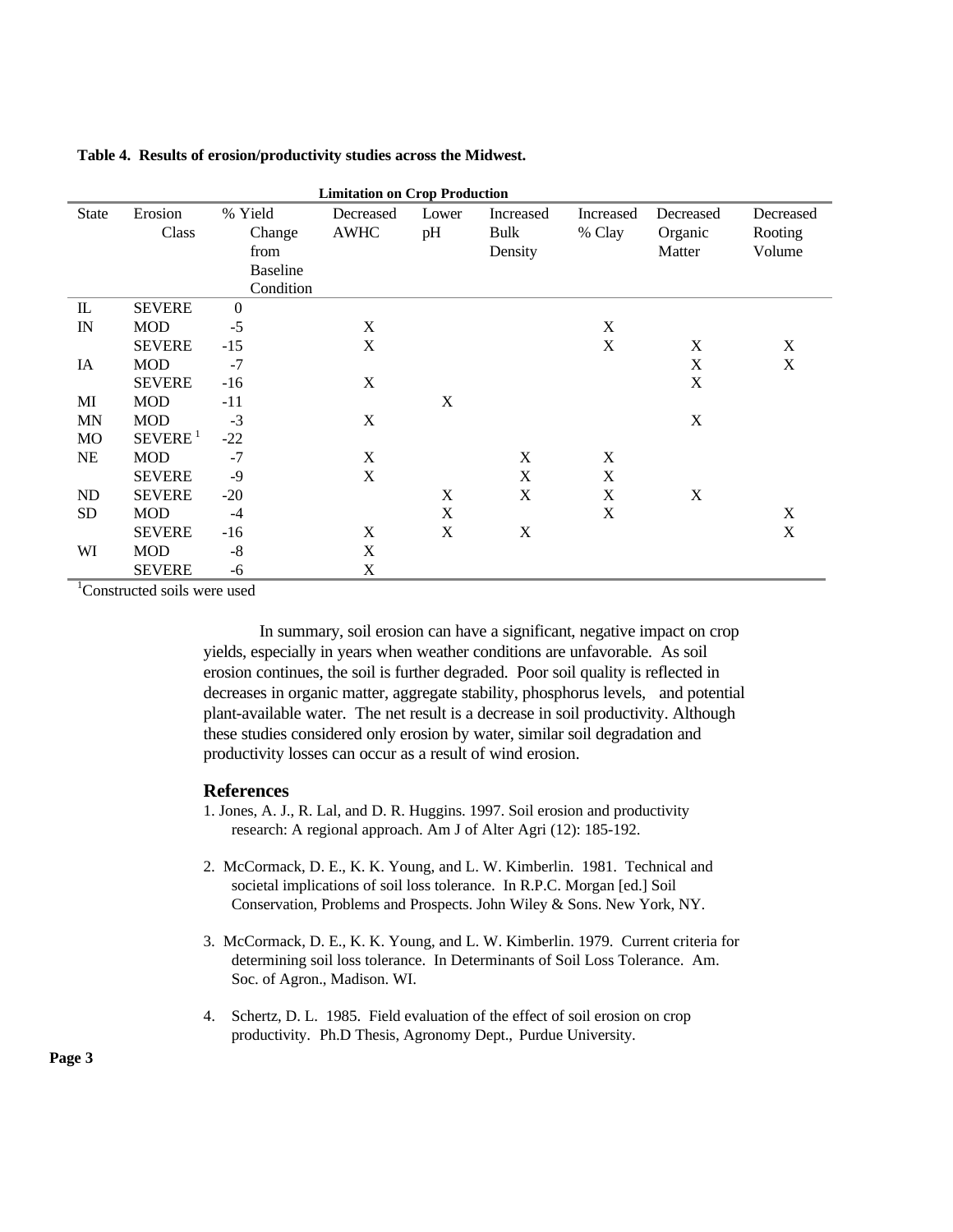**Table 4. Results of erosion/productivity studies across the Midwest.**

| | | | Limitation on Crop Production | | | | | |
|---|---|---|---|---|---|---|---|---|
| State | Erosion Class | % Yield Change from Baseline Condition | Decreased AWHC | Lower pH | Increased Bulk Density | Increased % Clay | Decreased Organic Matter | Decreased Rooting Volume |
| IL | SEVERE | 0 | | | | | | |
| IN | MOD | -5 | X | | | X | | |
| | SEVERE | -15 | X | | | X | X | X |
| IA | MOD | -7 | | | | | X | X |
| | SEVERE | -16 | X | | | | X | |
| MI | MOD | -11 | | X | | | | |
| MN | MOD | -3 | X | | | | X | |
| MO | SEVERE [1] | -22 | | | | | | |
| NE | MOD | -7 | X | | X | X | | |
| | SEVERE | -9 | X | | X | X | | |
| ND | SEVERE | -20 | | X | X | X | X | |
| SD | MOD | -4 | | X | | X | | X |
| | SEVERE | -16 | X | X | X | | | X |
| WI | MOD | -8 | X | | | | | |
| | SEVERE | -6 | X | | | | | |

[1]Constructed soils were used

In summary, soil erosion can have a significant, negative impact on crop yields, especially in years when weather conditions are unfavorable. As soil erosion continues, the soil is further degraded. Poor soil quality is reflected in decreases in organic matter, aggregate stability, phosphorus levels, and potential plant-available water. The net result is a decrease in soil productivity. Although these studies considered only erosion by water, similar soil degradation and productivity losses can occur as a result of wind erosion.

## References

1. Jones, A. J., R. Lal, and D. R. Huggins. 1997. Soil erosion and productivity research: A regional approach. Am J of Alter Agri (12): 185-192.

2. McCormack, D. E., K. K. Young, and L. W. Kimberlin. 1981. Technical and societal implications of soil loss tolerance. In R.P.C. Morgan [ed.] Soil Conservation, Problems and Prospects. John Wiley & Sons. New York, NY.

3. McCormack, D. E., K. K. Young, and L. W. Kimberlin. 1979. Current criteria for determining soil loss tolerance. In Determinants of Soil Loss Tolerance. Am. Soc. of Agron., Madison. WI.

4. Schertz, D. L. 1985. Field evaluation of the effect of soil erosion on crop productivity. Ph.D Thesis, Agronomy Dept., Purdue University.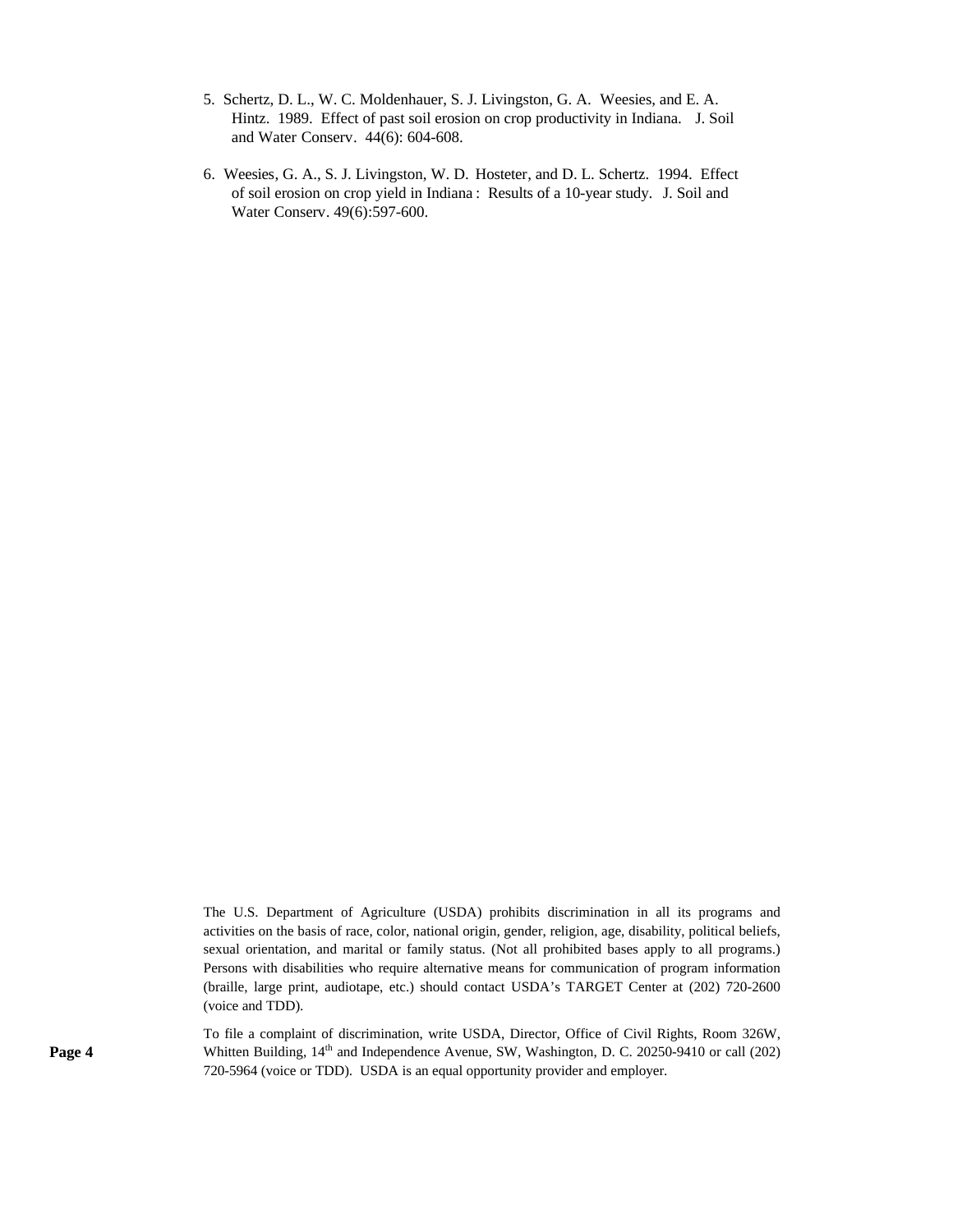5. Schertz, D. L., W. C. Moldenhauer, S. J. Livingston, G. A. Weesies, and E. A. Hintz. 1989. Effect of past soil erosion on crop productivity in Indiana. J. Soil and Water Conserv. 44(6): 604-608.

6. Weesies, G. A., S. J. Livingston, W. D. Hosteter, and D. L. Schertz. 1994. Effect of soil erosion on crop yield in Indiana: Results of a 10-year study. J. Soil and Water Conserv. 49(6):597-600.

The U.S. Department of Agriculture (USDA) prohibits discrimination in all its programs and activities on the basis of race, color, national origin, gender, religion, age, disability, political beliefs, sexual orientation, and marital or family status. (Not all prohibited bases apply to all programs.) Persons with disabilities who require alternative means for communication of program information (braille, large print, audiotape, etc.) should contact USDA's TARGET Center at (202) 720-2600 (voice and TDD).

To file a complaint of discrimination, write USDA, Director, Office of Civil Rights, Room 326W, Whitten Building, 14th and Independence Avenue, SW, Washington, D. C. 20250-9410 or call (202) 720-5964 (voice or TDD). USDA is an equal opportunity provider and employer.